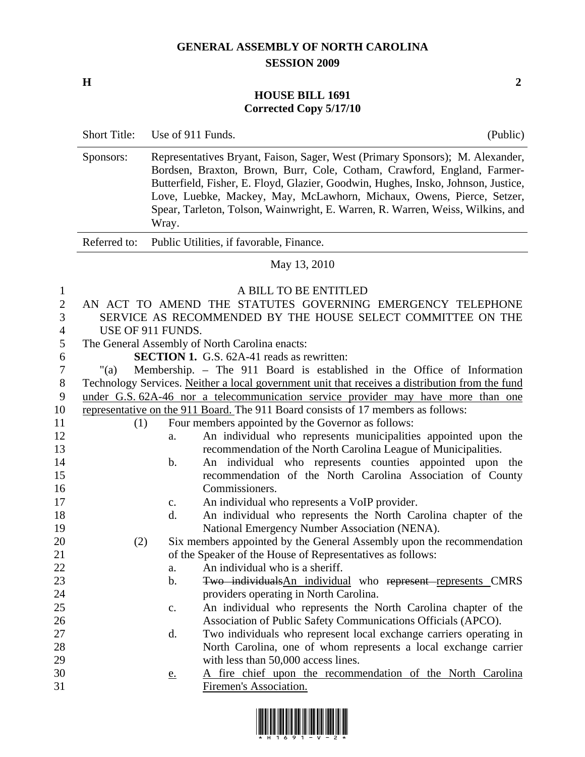# GENERAL ASSEMBLY OF NORTH CAROLINA
## SESSION 2009

**H** **2**

## HOUSE BILL 1691
**Corrected Copy 5/17/10**

| | | |
|---|---|---|
| Short Title: | Use of 911 Funds. | (Public) |
| Sponsors: | Representatives Bryant, Faison, Sager, West (Primary Sponsors); M. Alexander, Bordsen, Braxton, Brown, Burr, Cole, Cotham, Crawford, England, Farmer-Butterfield, Fisher, E. Floyd, Glazier, Goodwin, Hughes, Insko, Johnson, Justice, Love, Luebke, Mackey, May, McLawhorn, Michaux, Owens, Pierce, Setzer, Spear, Tarleton, Tolson, Wainwright, E. Warren, R. Warren, Weiss, Wilkins, and Wray. | |
| Referred to: | Public Utilities, if favorable, Finance. | |

May 13, 2010

A BILL TO BE ENTITLED

AN ACT TO AMEND THE STATUTES GOVERNING EMERGENCY TELEPHONE SERVICE AS RECOMMENDED BY THE HOUSE SELECT COMMITTEE ON THE USE OF 911 FUNDS.

The General Assembly of North Carolina enacts:

**SECTION 1.** G.S. 62A-41 reads as rewritten:

"(a) Membership. – The 911 Board is established in the Office of Information Technology Services. <u>Neither a local government unit that receives a distribution from the fund under G.S. 62A-46 nor a telecommunication service provider may have more than one representative on the 911 Board.</u> The 911 Board consists of 17 members as follows:

(1) Four members appointed by the Governor as follows:

a. An individual who represents municipalities appointed upon the recommendation of the North Carolina League of Municipalities.

b. An individual who represents counties appointed upon the recommendation of the North Carolina Association of County Commissioners.

c. An individual who represents a VoIP provider.

d. An individual who represents the North Carolina chapter of the National Emergency Number Association (NENA).

(2) Six members appointed by the General Assembly upon the recommendation of the Speaker of the House of Representatives as follows:

a. An individual who is a sheriff.

b. ~~Two individuals~~<u>An individual</u> who ~~represent~~ <u>represents</u> CMRS providers operating in North Carolina.

c. An individual who represents the North Carolina chapter of the Association of Public Safety Communications Officials (APCO).

d. Two individuals who represent local exchange carriers operating in North Carolina, one of whom represents a local exchange carrier with less than 50,000 access lines.

<u>e.</u> <u>A fire chief upon the recommendation of the North Carolina Firemen's Association.</u>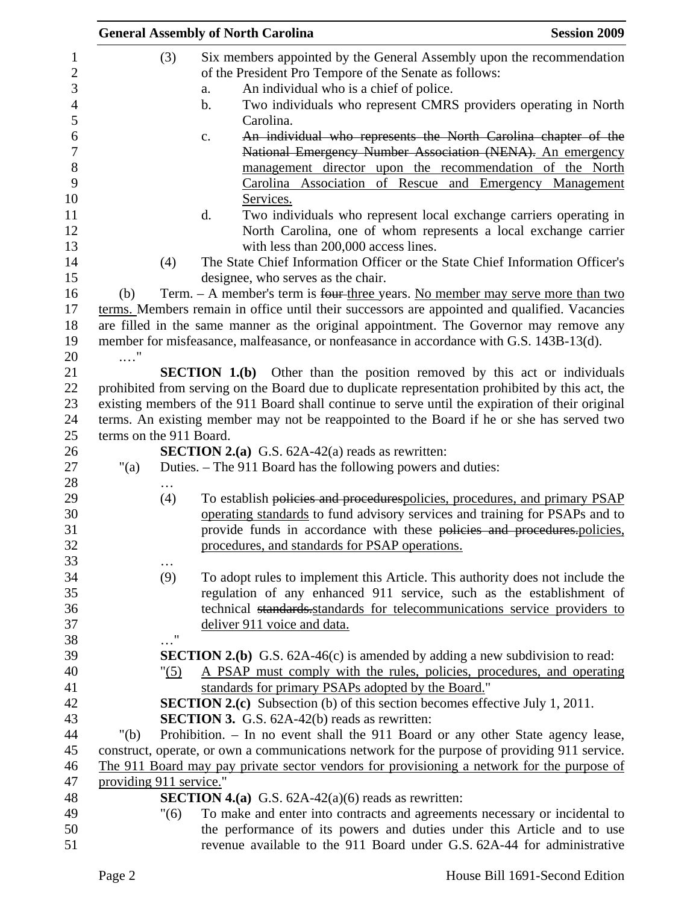(3) Six members appointed by the General Assembly upon the recommendation of the President Pro Tempore of the Senate as follows:

a. An individual who is a chief of police.

b. Two individuals who represent CMRS providers operating in North Carolina.

c. ~~An individual who represents the North Carolina chapter of the National Emergency Number Association (NENA).~~ An emergency management director upon the recommendation of the North Carolina Association of Rescue and Emergency Management Services.

d. Two individuals who represent local exchange carriers operating in North Carolina, one of whom represents a local exchange carrier with less than 200,000 access lines.

(4) The State Chief Information Officer or the State Chief Information Officer's designee, who serves as the chair.

(b) Term. – A member's term is ~~four~~ three years. No member may serve more than two terms. Members remain in office until their successors are appointed and qualified. Vacancies are filled in the same manner as the original appointment. The Governor may remove any member for misfeasance, malfeasance, or nonfeasance in accordance with G.S. 143B-13(d).

…."

**SECTION 1.(b)** Other than the position removed by this act or individuals prohibited from serving on the Board due to duplicate representation prohibited by this act, the existing members of the 911 Board shall continue to serve until the expiration of their original terms. An existing member may not be reappointed to the Board if he or she has served two terms on the 911 Board.

**SECTION 2.(a)** G.S. 62A-42(a) reads as rewritten:

"(a) Duties. – The 911 Board has the following powers and duties:

…

(4) To establish ~~policies and procedures~~policies, procedures, and primary PSAP operating standards to fund advisory services and training for PSAPs and to provide funds in accordance with these ~~policies and procedures.~~policies, procedures, and standards for PSAP operations.

…

(9) To adopt rules to implement this Article. This authority does not include the regulation of any enhanced 911 service, such as the establishment of technical ~~standards.~~standards for telecommunications service providers to deliver 911 voice and data.

…"

**SECTION 2.(b)** G.S. 62A-46(c) is amended by adding a new subdivision to read:

"(5) A PSAP must comply with the rules, policies, procedures, and operating standards for primary PSAPs adopted by the Board."

**SECTION 2.(c)** Subsection (b) of this section becomes effective July 1, 2011.

**SECTION 3.** G.S. 62A-42(b) reads as rewritten:

"(b) Prohibition. – In no event shall the 911 Board or any other State agency lease, construct, operate, or own a communications network for the purpose of providing 911 service. The 911 Board may pay private sector vendors for provisioning a network for the purpose of providing 911 service."

**SECTION 4.(a)** G.S. 62A-42(a)(6) reads as rewritten:

"(6) To make and enter into contracts and agreements necessary or incidental to the performance of its powers and duties under this Article and to use revenue available to the 911 Board under G.S. 62A-44 for administrative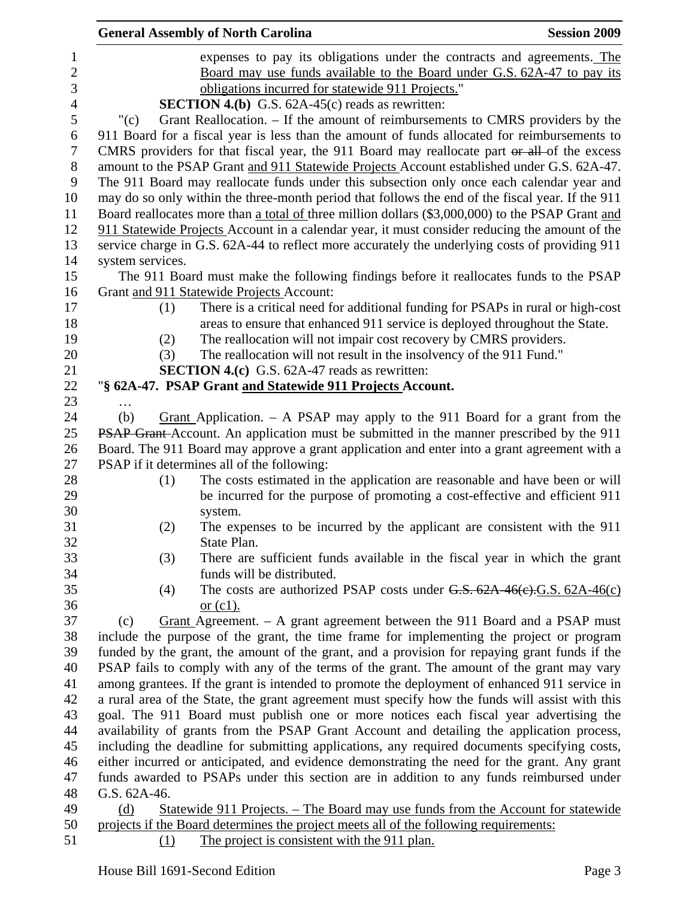expenses to pay its obligations under the contracts and agreements. The Board may use funds available to the Board under G.S. 62A-47 to pay its obligations incurred for statewide 911 Projects."

**SECTION 4.(b)** G.S. 62A-45(c) reads as rewritten:

"(c) Grant Reallocation. – If the amount of reimbursements to CMRS providers by the 911 Board for a fiscal year is less than the amount of funds allocated for reimbursements to CMRS providers for that fiscal year, the 911 Board may reallocate part ~~or all~~ of the excess amount to the PSAP Grant and 911 Statewide Projects Account established under G.S. 62A-47. The 911 Board may reallocate funds under this subsection only once each calendar year and may do so only within the three-month period that follows the end of the fiscal year. If the 911 Board reallocates more than a total of three million dollars ($3,000,000) to the PSAP Grant and 911 Statewide Projects Account in a calendar year, it must consider reducing the amount of the service charge in G.S. 62A-44 to reflect more accurately the underlying costs of providing 911 system services.

The 911 Board must make the following findings before it reallocates funds to the PSAP Grant and 911 Statewide Projects Account:

(1) There is a critical need for additional funding for PSAPs in rural or high-cost areas to ensure that enhanced 911 service is deployed throughout the State.

(2) The reallocation will not impair cost recovery by CMRS providers.

(3) The reallocation will not result in the insolvency of the 911 Fund."

**SECTION 4.(c)** G.S. 62A-47 reads as rewritten:

"**§ 62A-47. PSAP Grant and Statewide 911 Projects Account.**

…

(b) Grant Application. – A PSAP may apply to the 911 Board for a grant from the ~~PSAP Grant~~ Account. An application must be submitted in the manner prescribed by the 911 Board. The 911 Board may approve a grant application and enter into a grant agreement with a PSAP if it determines all of the following:

(1) The costs estimated in the application are reasonable and have been or will be incurred for the purpose of promoting a cost-effective and efficient 911 system.

(2) The expenses to be incurred by the applicant are consistent with the 911 State Plan.

(3) There are sufficient funds available in the fiscal year in which the grant funds will be distributed.

(4) The costs are authorized PSAP costs under ~~G.S. 62A-46(c).~~G.S. 62A-46(c) or (c1).

(c) Grant Agreement. – A grant agreement between the 911 Board and a PSAP must include the purpose of the grant, the time frame for implementing the project or program funded by the grant, the amount of the grant, and a provision for repaying grant funds if the PSAP fails to comply with any of the terms of the grant. The amount of the grant may vary among grantees. If the grant is intended to promote the deployment of enhanced 911 service in a rural area of the State, the grant agreement must specify how the funds will assist with this goal. The 911 Board must publish one or more notices each fiscal year advertising the availability of grants from the PSAP Grant Account and detailing the application process, including the deadline for submitting applications, any required documents specifying costs, either incurred or anticipated, and evidence demonstrating the need for the grant. Any grant funds awarded to PSAPs under this section are in addition to any funds reimbursed under G.S. 62A-46.

(d) Statewide 911 Projects. – The Board may use funds from the Account for statewide projects if the Board determines the project meets all of the following requirements:

(1) The project is consistent with the 911 plan.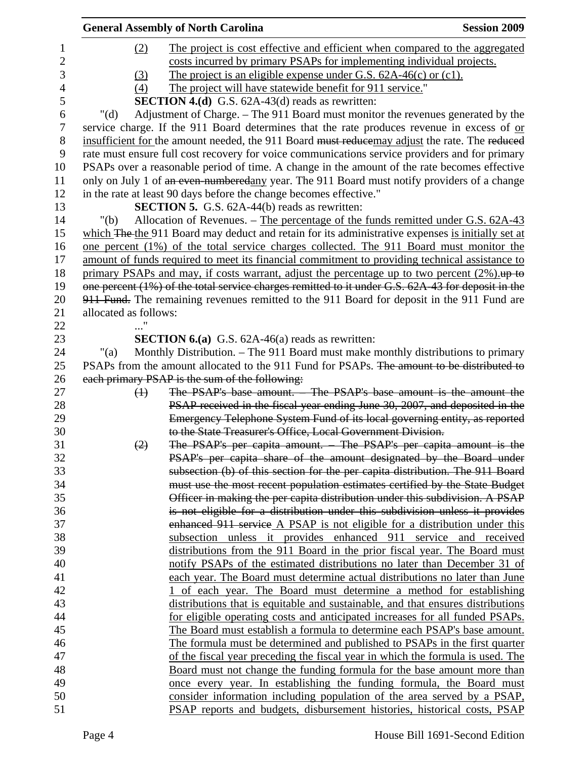(2) The project is cost effective and efficient when compared to the aggregated costs incurred by primary PSAPs for implementing individual projects.

(3) The project is an eligible expense under G.S. 62A-46(c) or (c1).

(4) The project will have statewide benefit for 911 service."

**SECTION 4.(d)** G.S. 62A-43(d) reads as rewritten:

"(d) Adjustment of Charge. – The 911 Board must monitor the revenues generated by the service charge. If the 911 Board determines that the rate produces revenue in excess of or insufficient for the amount needed, the 911 Board ~~must reduce~~may adjust the rate. The ~~reduced~~ rate must ensure full cost recovery for voice communications service providers and for primary PSAPs over a reasonable period of time. A change in the amount of the rate becomes effective only on July 1 of ~~an even-numbered~~any year. The 911 Board must notify providers of a change in the rate at least 90 days before the change becomes effective."

**SECTION 5.** G.S. 62A-44(b) reads as rewritten:

"(b) Allocation of Revenues. – The percentage of the funds remitted under G.S. 62A-43 which ~~The~~ the 911 Board may deduct and retain for its administrative expenses is initially set at one percent (1%) of the total service charges collected. The 911 Board must monitor the amount of funds required to meet its financial commitment to providing technical assistance to primary PSAPs and may, if costs warrant, adjust the percentage up to two percent (2%).~~up to one percent (1%) of the total service charges remitted to it under G.S. 62A-43 for deposit in the 911 Fund.~~ The remaining revenues remitted to the 911 Board for deposit in the 911 Fund are allocated as follows:

..."

**SECTION 6.(a)** G.S. 62A-46(a) reads as rewritten:

"(a) Monthly Distribution. – The 911 Board must make monthly distributions to primary PSAPs from the amount allocated to the 911 Fund for PSAPs. ~~The amount to be distributed to each primary PSAP is the sum of the following:~~

~~(1) The PSAP's base amount. – The PSAP's base amount is the amount the PSAP received in the fiscal year ending June 30, 2007, and deposited in the Emergency Telephone System Fund of its local governing entity, as reported to the State Treasurer's Office, Local Government Division.~~

~~(2) The PSAP's per capita amount. – The PSAP's per capita amount is the PSAP's per capita share of the amount designated by the Board under subsection (b) of this section for the per capita distribution. The 911 Board must use the most recent population estimates certified by the State Budget Officer in making the per capita distribution under this subdivision. A PSAP is not eligible for a distribution under this subdivision unless it provides enhanced 911 service~~ A PSAP is not eligible for a distribution under this subsection unless it provides enhanced 911 service and received distributions from the 911 Board in the prior fiscal year. The Board must notify PSAPs of the estimated distributions no later than December 31 of each year. The Board must determine actual distributions no later than June 1 of each year. The Board must determine a method for establishing distributions that is equitable and sustainable, and that ensures distributions for eligible operating costs and anticipated increases for all funded PSAPs. The Board must establish a formula to determine each PSAP's base amount. The formula must be determined and published to PSAPs in the first quarter of the fiscal year preceding the fiscal year in which the formula is used. The Board must not change the funding formula for the base amount more than once every year. In establishing the funding formula, the Board must consider information including population of the area served by a PSAP, PSAP reports and budgets, disbursement histories, historical costs, PSAP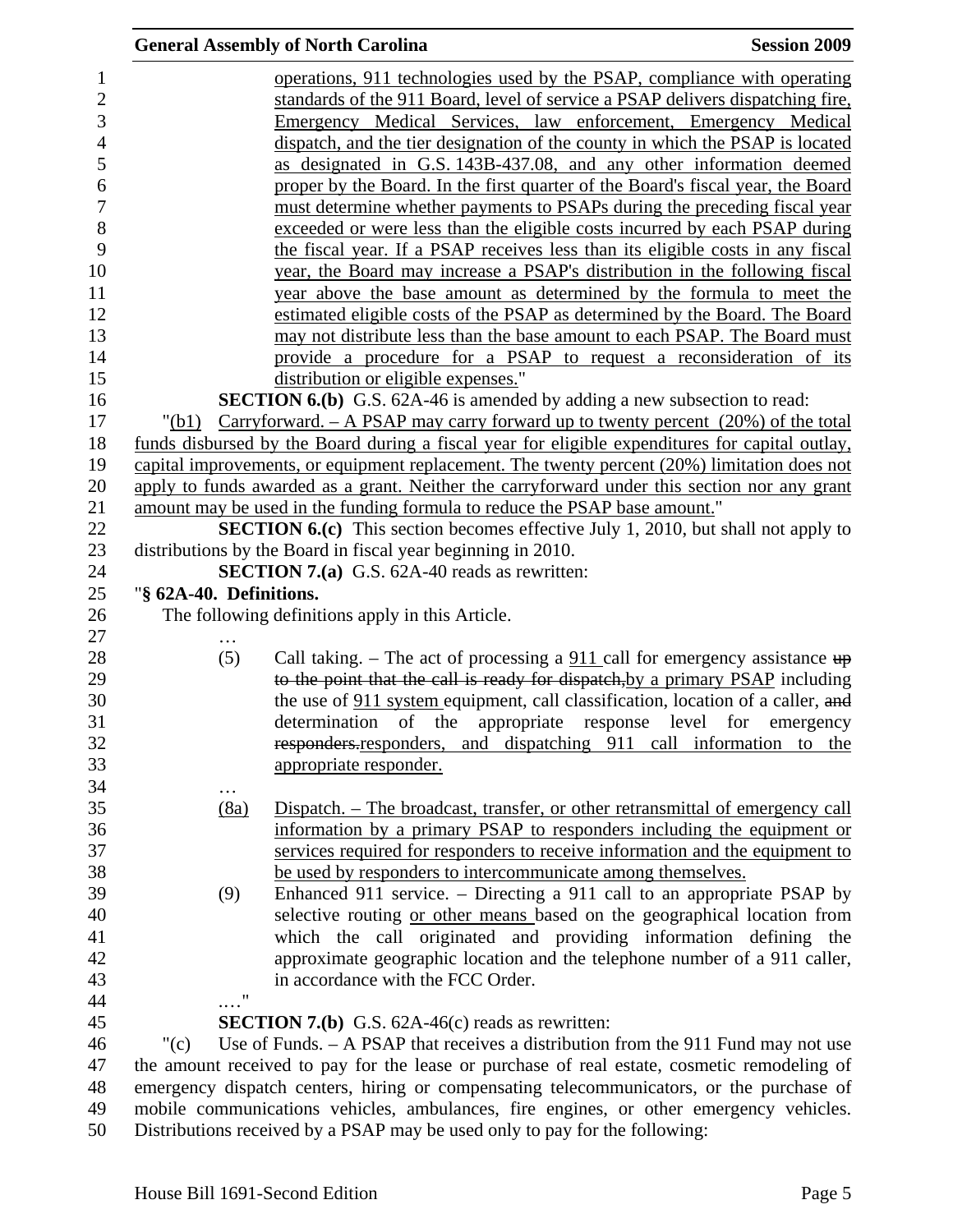operations, 911 technologies used by the PSAP, compliance with operating standards of the 911 Board, level of service a PSAP delivers dispatching fire, Emergency Medical Services, law enforcement, Emergency Medical dispatch, and the tier designation of the county in which the PSAP is located as designated in G.S. 143B-437.08, and any other information deemed proper by the Board. In the first quarter of the Board's fiscal year, the Board must determine whether payments to PSAPs during the preceding fiscal year exceeded or were less than the eligible costs incurred by each PSAP during the fiscal year. If a PSAP receives less than its eligible costs in any fiscal year, the Board may increase a PSAP's distribution in the following fiscal year above the base amount as determined by the formula to meet the estimated eligible costs of the PSAP as determined by the Board. The Board may not distribute less than the base amount to each PSAP. The Board must provide a procedure for a PSAP to request a reconsideration of its distribution or eligible expenses."

**SECTION 6.(b)** G.S. 62A-46 is amended by adding a new subsection to read:

"(b1) Carryforward. – A PSAP may carry forward up to twenty percent (20%) of the total funds disbursed by the Board during a fiscal year for eligible expenditures for capital outlay, capital improvements, or equipment replacement. The twenty percent (20%) limitation does not apply to funds awarded as a grant. Neither the carryforward under this section nor any grant amount may be used in the funding formula to reduce the PSAP base amount."

**SECTION 6.(c)** This section becomes effective July 1, 2010, but shall not apply to distributions by the Board in fiscal year beginning in 2010.

**SECTION 7.(a)** G.S. 62A-40 reads as rewritten:

"**§ 62A-40. Definitions.**

The following definitions apply in this Article.

…

(5) Call taking. – The act of processing a 911 call for emergency assistance ~~up to the point that the call is ready for dispatch,~~by a primary PSAP including the use of 911 system equipment, call classification, location of a caller, ~~and~~ determination of the appropriate response level for emergency ~~responders.~~responders, and dispatching 911 call information to the appropriate responder.

…

(8a) Dispatch. – The broadcast, transfer, or other retransmittal of emergency call information by a primary PSAP to responders including the equipment or services required for responders to receive information and the equipment to be used by responders to intercommunicate among themselves.

(9) Enhanced 911 service. – Directing a 911 call to an appropriate PSAP by selective routing or other means based on the geographical location from which the call originated and providing information defining the approximate geographic location and the telephone number of a 911 caller, in accordance with the FCC Order.

…."

**SECTION 7.(b)** G.S. 62A-46(c) reads as rewritten:

"(c) Use of Funds. – A PSAP that receives a distribution from the 911 Fund may not use the amount received to pay for the lease or purchase of real estate, cosmetic remodeling of emergency dispatch centers, hiring or compensating telecommunicators, or the purchase of mobile communications vehicles, ambulances, fire engines, or other emergency vehicles. Distributions received by a PSAP may be used only to pay for the following: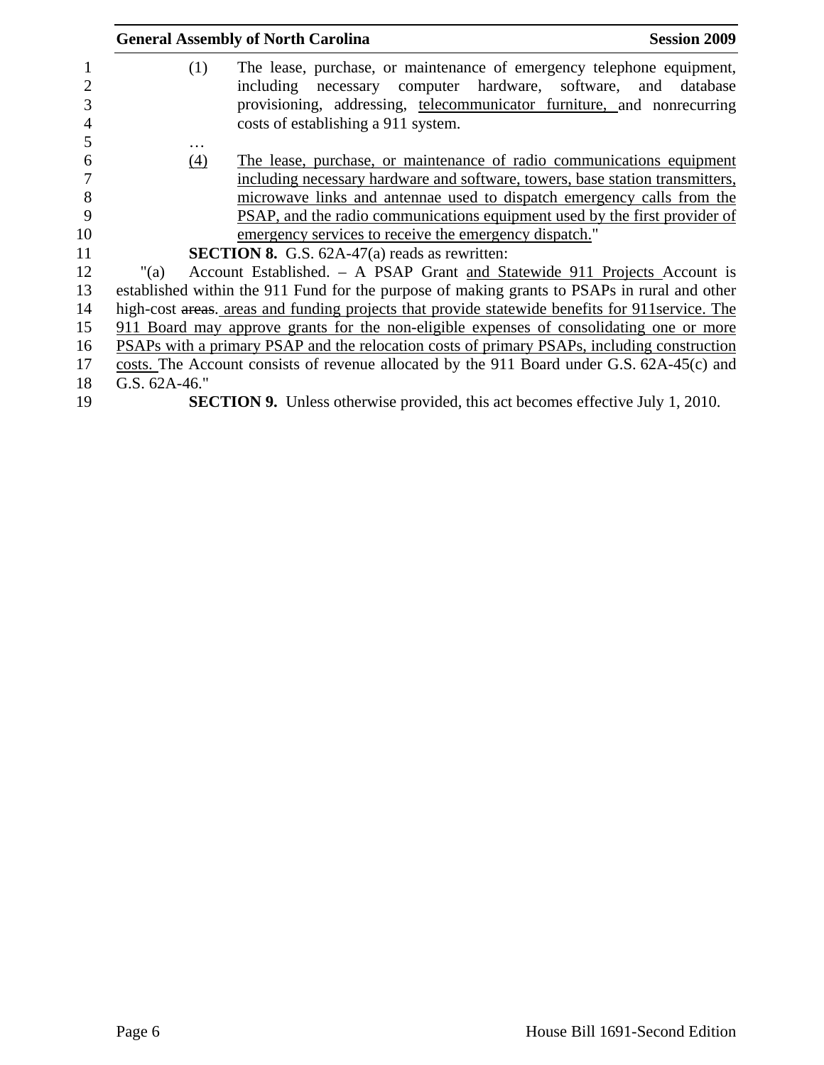(1) The lease, purchase, or maintenance of emergency telephone equipment, including necessary computer hardware, software, and database provisioning, addressing, telecommunicator furniture, and nonrecurring costs of establishing a 911 system.

…

(4) The lease, purchase, or maintenance of radio communications equipment including necessary hardware and software, towers, base station transmitters, microwave links and antennae used to dispatch emergency calls from the PSAP, and the radio communications equipment used by the first provider of emergency services to receive the emergency dispatch."

**SECTION 8.** G.S. 62A-47(a) reads as rewritten:

"(a) Account Established. – A PSAP Grant and Statewide 911 Projects Account is established within the 911 Fund for the purpose of making grants to PSAPs in rural and other high-cost ~~areas~~. areas and funding projects that provide statewide benefits for 911service. The 911 Board may approve grants for the non-eligible expenses of consolidating one or more PSAPs with a primary PSAP and the relocation costs of primary PSAPs, including construction costs. The Account consists of revenue allocated by the 911 Board under G.S. 62A-45(c) and G.S. 62A-46."

**SECTION 9.** Unless otherwise provided, this act becomes effective July 1, 2010.